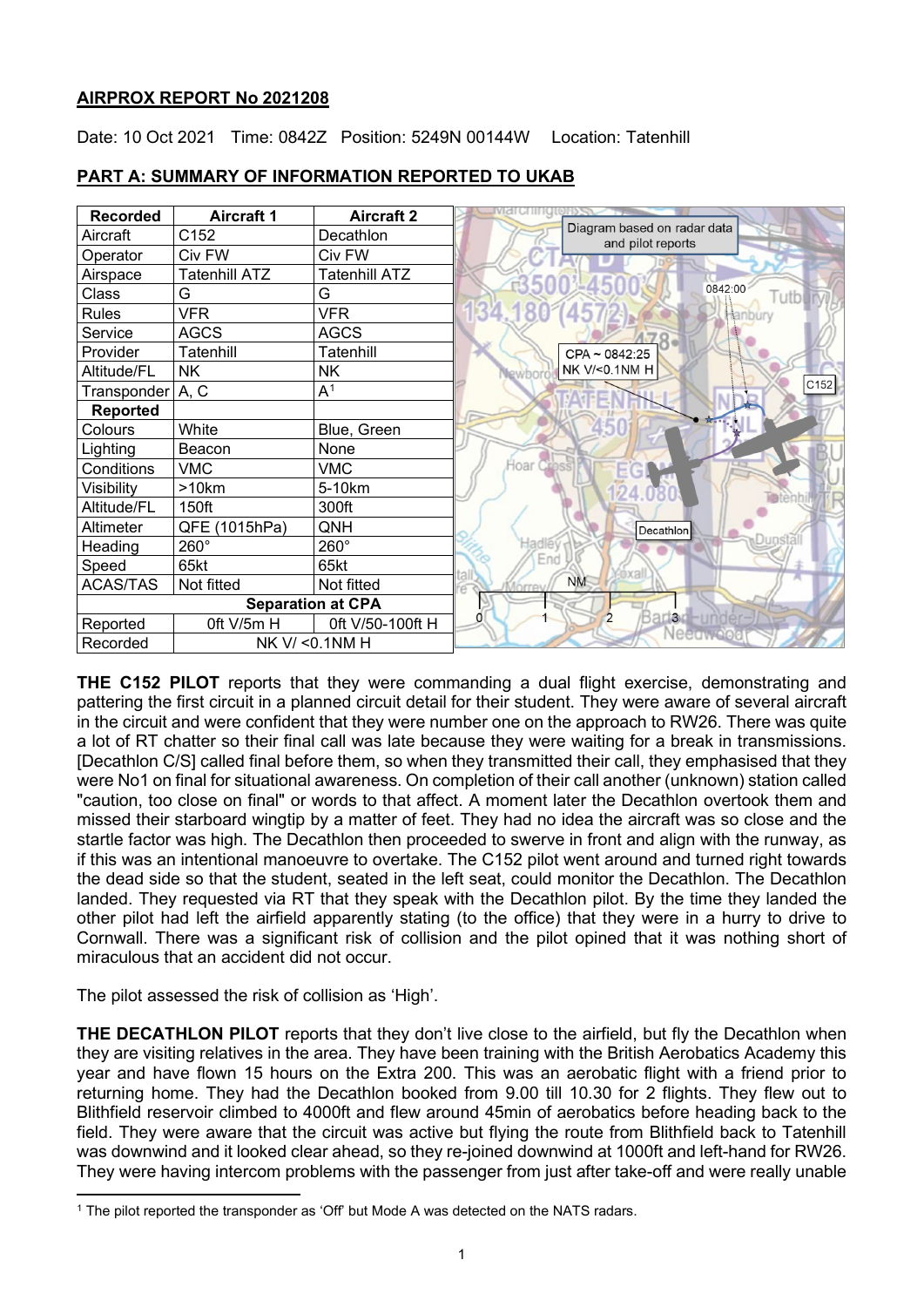## AIRPROX REPORT No 2021208

Date: 10 Oct 2021 Time: 0842Z Position: 5249N 00144W Location: Tatenhill

## PART A: SUMMARY OF INFORMATION REPORTED TO UKAB

| Recorded | Aircraft 1 | Aircraft 2 |
|---|---|---|
| Aircraft | C152 | Decathlon |
| Operator | Civ FW | Civ FW |
| Airspace | Tatenhill ATZ | Tatenhill ATZ |
| Class | G | G |
| Rules | VFR | VFR |
| Service | AGCS | AGCS |
| Provider | Tatenhill | Tatenhill |
| Altitude/FL | NK | NK |
| Transponder | A, C | A[1] |
| **Reported** | | |
| Colours | White | Blue, Green |
| Lighting | Beacon | None |
| Conditions | VMC | VMC |
| Visibility | >10km | 5-10km |
| Altitude/FL | 150ft | 300ft |
| Altimeter | QFE (1015hPa) | QNH |
| Heading | 260° | 260° |
| Speed | 65kt | 65kt |
| ACAS/TAS | Not fitted | Not fitted |
| **Separation at CPA** | | |
| Reported | 0ft V/5m H | 0ft V/50-100ft H |
| Recorded | NK V/ <0.1NM H | |

Diagram based on radar data and pilot reports

CPA ~ 0842:25
NK V/<0.1NM H

**THE C152 PILOT** reports that they were commanding a dual flight exercise, demonstrating and pattering the first circuit in a planned circuit detail for their student. They were aware of several aircraft in the circuit and were confident that they were number one on the approach to RW26. There was quite a lot of RT chatter so their final call was late because they were waiting for a break in transmissions. [Decathlon C/S] called final before them, so when they transmitted their call, they emphasised that they were No1 on final for situational awareness. On completion of their call another (unknown) station called "caution, too close on final" or words to that affect. A moment later the Decathlon overtook them and missed their starboard wingtip by a matter of feet. They had no idea the aircraft was so close and the startle factor was high. The Decathlon then proceeded to swerve in front and align with the runway, as if this was an intentional manoeuvre to overtake. The C152 pilot went around and turned right towards the dead side so that the student, seated in the left seat, could monitor the Decathlon. The Decathlon landed. They requested via RT that they speak with the Decathlon pilot. By the time they landed the other pilot had left the airfield apparently stating (to the office) that they were in a hurry to drive to Cornwall. There was a significant risk of collision and the pilot opined that it was nothing short of miraculous that an accident did not occur.

The pilot assessed the risk of collision as 'High'.

**THE DECATHLON PILOT** reports that they don't live close to the airfield, but fly the Decathlon when they are visiting relatives in the area. They have been training with the British Aerobatics Academy this year and have flown 15 hours on the Extra 200. This was an aerobatic flight with a friend prior to returning home. They had the Decathlon booked from 9.00 till 10.30 for 2 flights. They flew out to Blithfield reservoir climbed to 4000ft and flew around 45min of aerobatics before heading back to the field. They were aware that the circuit was active but flying the route from Blithfield back to Tatenhill was downwind and it looked clear ahead, so they re-joined downwind at 1000ft and left-hand for RW26. They were having intercom problems with the passenger from just after take-off and were really unable

[1] The pilot reported the transponder as 'Off' but Mode A was detected on the NATS radars.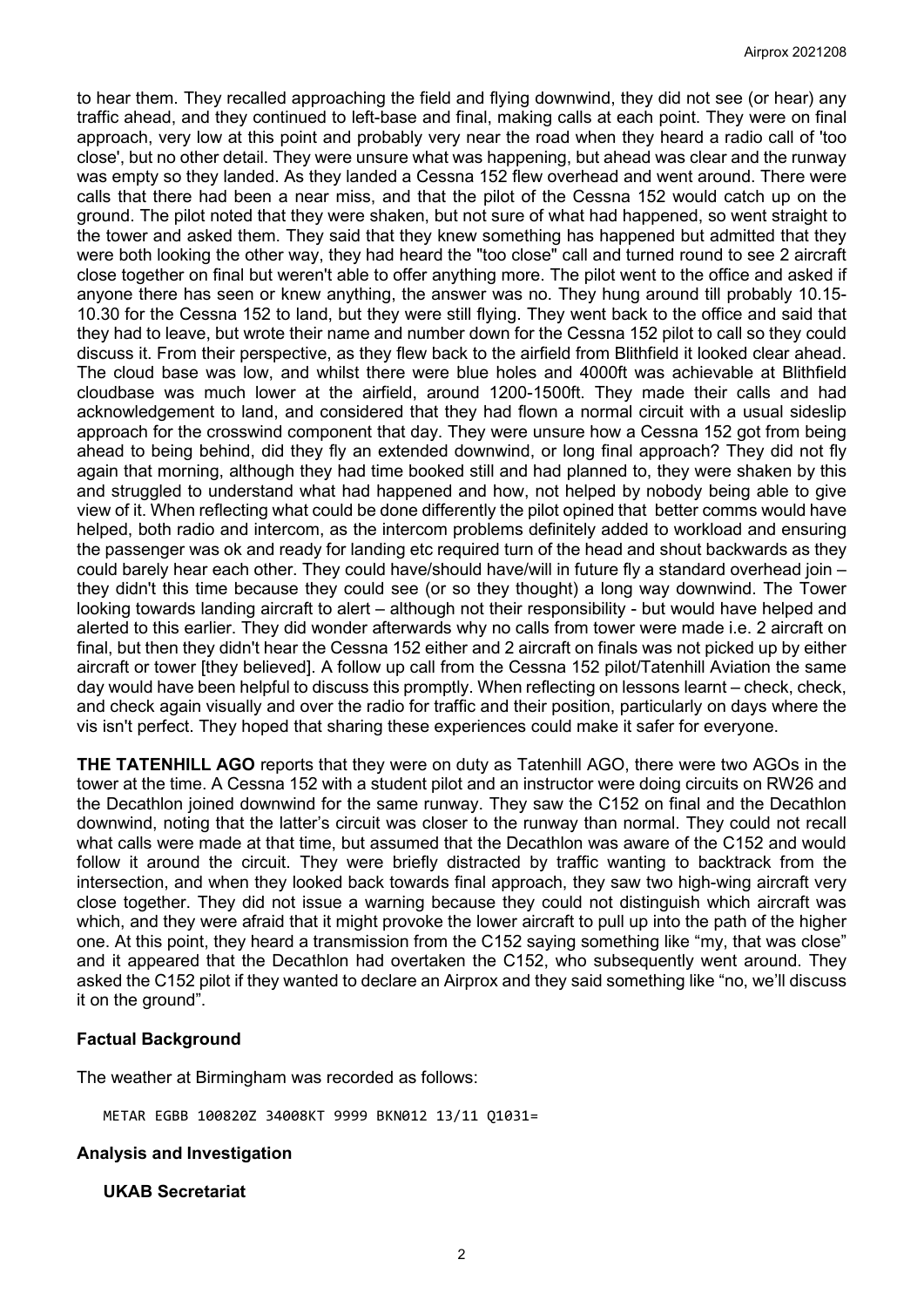to hear them. They recalled approaching the field and flying downwind, they did not see (or hear) any traffic ahead, and they continued to left-base and final, making calls at each point. They were on final approach, very low at this point and probably very near the road when they heard a radio call of 'too close', but no other detail. They were unsure what was happening, but ahead was clear and the runway was empty so they landed. As they landed a Cessna 152 flew overhead and went around. There were calls that there had been a near miss, and that the pilot of the Cessna 152 would catch up on the ground. The pilot noted that they were shaken, but not sure of what had happened, so went straight to the tower and asked them. They said that they knew something has happened but admitted that they were both looking the other way, they had heard the "too close" call and turned round to see 2 aircraft close together on final but weren't able to offer anything more. The pilot went to the office and asked if anyone there has seen or knew anything, the answer was no. They hung around till probably 10.15-10.30 for the Cessna 152 to land, but they were still flying. They went back to the office and said that they had to leave, but wrote their name and number down for the Cessna 152 pilot to call so they could discuss it. From their perspective, as they flew back to the airfield from Blithfield it looked clear ahead. The cloud base was low, and whilst there were blue holes and 4000ft was achievable at Blithfield cloudbase was much lower at the airfield, around 1200-1500ft. They made their calls and had acknowledgement to land, and considered that they had flown a normal circuit with a usual sideslip approach for the crosswind component that day. They were unsure how a Cessna 152 got from being ahead to being behind, did they fly an extended downwind, or long final approach? They did not fly again that morning, although they had time booked still and had planned to, they were shaken by this and struggled to understand what had happened and how, not helped by nobody being able to give view of it. When reflecting what could be done differently the pilot opined that better comms would have helped, both radio and intercom, as the intercom problems definitely added to workload and ensuring the passenger was ok and ready for landing etc required turn of the head and shout backwards as they could barely hear each other. They could have/should have/will in future fly a standard overhead join – they didn't this time because they could see (or so they thought) a long way downwind. The Tower looking towards landing aircraft to alert – although not their responsibility - but would have helped and alerted to this earlier. They did wonder afterwards why no calls from tower were made i.e. 2 aircraft on final, but then they didn't hear the Cessna 152 either and 2 aircraft on finals was not picked up by either aircraft or tower [they believed]. A follow up call from the Cessna 152 pilot/Tatenhill Aviation the same day would have been helpful to discuss this promptly. When reflecting on lessons learnt – check, check, and check again visually and over the radio for traffic and their position, particularly on days where the vis isn't perfect. They hoped that sharing these experiences could make it safer for everyone.

**THE TATENHILL AGO** reports that they were on duty as Tatenhill AGO, there were two AGOs in the tower at the time. A Cessna 152 with a student pilot and an instructor were doing circuits on RW26 and the Decathlon joined downwind for the same runway. They saw the C152 on final and the Decathlon downwind, noting that the latter's circuit was closer to the runway than normal. They could not recall what calls were made at that time, but assumed that the Decathlon was aware of the C152 and would follow it around the circuit. They were briefly distracted by traffic wanting to backtrack from the intersection, and when they looked back towards final approach, they saw two high-wing aircraft very close together. They did not issue a warning because they could not distinguish which aircraft was which, and they were afraid that it might provoke the lower aircraft to pull up into the path of the higher one. At this point, they heard a transmission from the C152 saying something like "my, that was close" and it appeared that the Decathlon had overtaken the C152, who subsequently went around. They asked the C152 pilot if they wanted to declare an Airprox and they said something like "no, we'll discuss it on the ground".

## Factual Background

The weather at Birmingham was recorded as follows:

```
METAR EGBB 100820Z 34008KT 9999 BKN012 13/11 Q1031=
```

## Analysis and Investigation

### UKAB Secretariat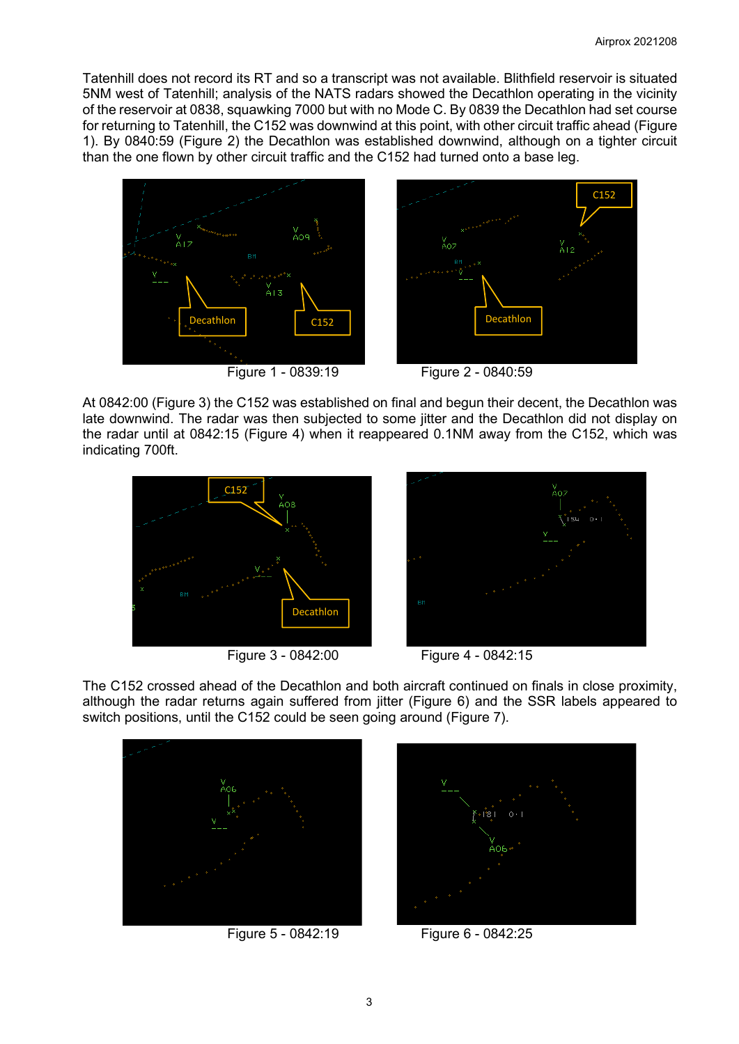Tatenhill does not record its RT and so a transcript was not available. Blithfield reservoir is situated 5NM west of Tatenhill; analysis of the NATS radars showed the Decathlon operating in the vicinity of the reservoir at 0838, squawking 7000 but with no Mode C. By 0839 the Decathlon had set course for returning to Tatenhill, the C152 was downwind at this point, with other circuit traffic ahead (Figure 1). By 0840:59 (Figure 2) the Decathlon was established downwind, although on a tighter circuit than the one flown by other circuit traffic and the C152 had turned onto a base leg.

Figure 1 - 0839:19

Figure 2 - 0840:59

At 0842:00 (Figure 3) the C152 was established on final and begun their decent, the Decathlon was late downwind. The radar was then subjected to some jitter and the Decathlon did not display on the radar until at 0842:15 (Figure 4) when it reappeared 0.1NM away from the C152, which was indicating 700ft.

Figure 3 - 0842:00

Figure 4 - 0842:15

The C152 crossed ahead of the Decathlon and both aircraft continued on finals in close proximity, although the radar returns again suffered from jitter (Figure 6) and the SSR labels appeared to switch positions, until the C152 could be seen going around (Figure 7).

Figure 5 - 0842:19

Figure 6 - 0842:25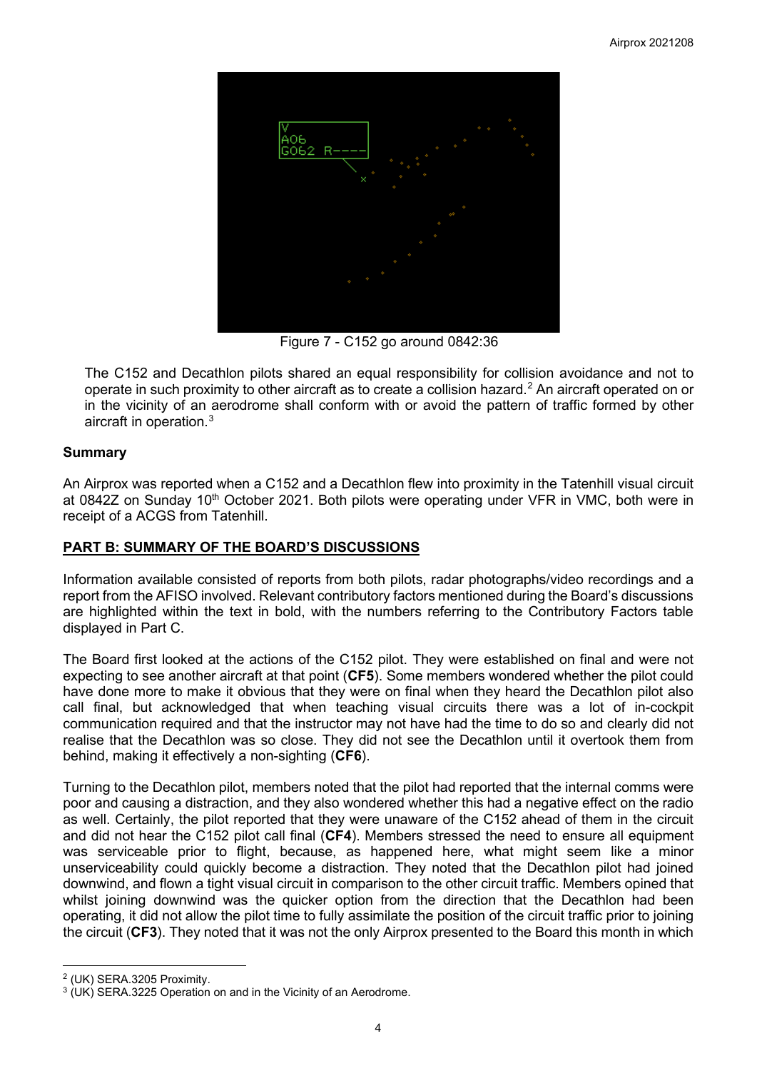Figure 7 - C152 go around 0842:36

The C152 and Decathlon pilots shared an equal responsibility for collision avoidance and not to operate in such proximity to other aircraft as to create a collision hazard.[2] An aircraft operated on or in the vicinity of an aerodrome shall conform with or avoid the pattern of traffic formed by other aircraft in operation.[3]

## Summary

An Airprox was reported when a C152 and a Decathlon flew into proximity in the Tatenhill visual circuit at 0842Z on Sunday 10th October 2021. Both pilots were operating under VFR in VMC, both were in receipt of a ACGS from Tatenhill.

## PART B: SUMMARY OF THE BOARD'S DISCUSSIONS

Information available consisted of reports from both pilots, radar photographs/video recordings and a report from the AFISO involved. Relevant contributory factors mentioned during the Board's discussions are highlighted within the text in bold, with the numbers referring to the Contributory Factors table displayed in Part C.

The Board first looked at the actions of the C152 pilot. They were established on final and were not expecting to see another aircraft at that point (**CF5**). Some members wondered whether the pilot could have done more to make it obvious that they were on final when they heard the Decathlon pilot also call final, but acknowledged that when teaching visual circuits there was a lot of in-cockpit communication required and that the instructor may not have had the time to do so and clearly did not realise that the Decathlon was so close. They did not see the Decathlon until it overtook them from behind, making it effectively a non-sighting (**CF6**).

Turning to the Decathlon pilot, members noted that the pilot had reported that the internal comms were poor and causing a distraction, and they also wondered whether this had a negative effect on the radio as well. Certainly, the pilot reported that they were unaware of the C152 ahead of them in the circuit and did not hear the C152 pilot call final (**CF4**). Members stressed the need to ensure all equipment was serviceable prior to flight, because, as happened here, what might seem like a minor unserviceability could quickly become a distraction. They noted that the Decathlon pilot had joined downwind, and flown a tight visual circuit in comparison to the other circuit traffic. Members opined that whilst joining downwind was the quicker option from the direction that the Decathlon had been operating, it did not allow the pilot time to fully assimilate the position of the circuit traffic prior to joining the circuit (**CF3**). They noted that it was not the only Airprox presented to the Board this month in which

[2] (UK) SERA.3205 Proximity.

[3] (UK) SERA.3225 Operation on and in the Vicinity of an Aerodrome.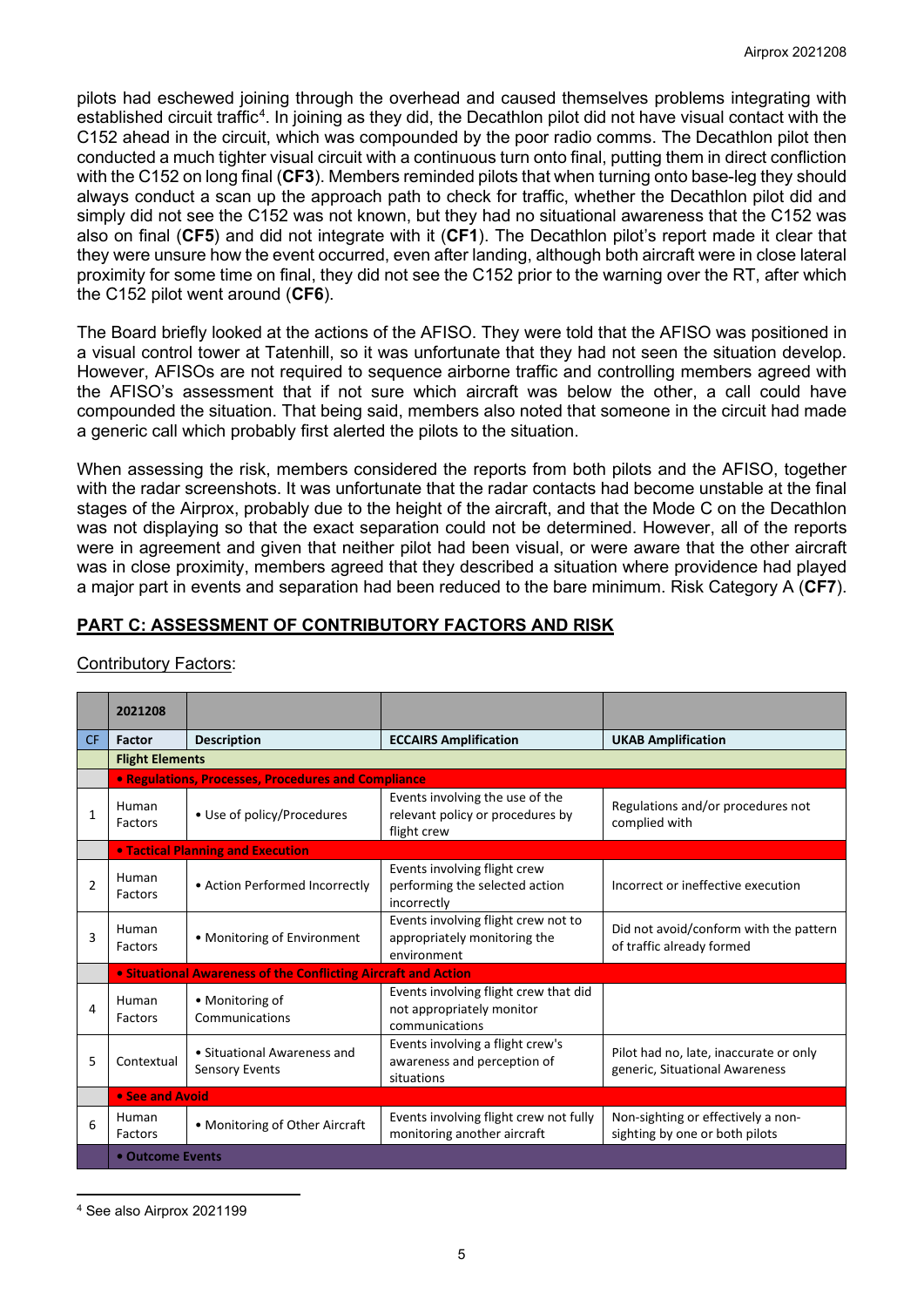pilots had eschewed joining through the overhead and caused themselves problems integrating with established circuit traffic[4]. In joining as they did, the Decathlon pilot did not have visual contact with the C152 ahead in the circuit, which was compounded by the poor radio comms. The Decathlon pilot then conducted a much tighter visual circuit with a continuous turn onto final, putting them in direct confliction with the C152 on long final (**CF3**). Members reminded pilots that when turning onto base-leg they should always conduct a scan up the approach path to check for traffic, whether the Decathlon pilot did and simply did not see the C152 was not known, but they had no situational awareness that the C152 was also on final (**CF5**) and did not integrate with it (**CF1**). The Decathlon pilot's report made it clear that they were unsure how the event occurred, even after landing, although both aircraft were in close lateral proximity for some time on final, they did not see the C152 prior to the warning over the RT, after which the C152 pilot went around (**CF6**).

The Board briefly looked at the actions of the AFISO. They were told that the AFISO was positioned in a visual control tower at Tatenhill, so it was unfortunate that they had not seen the situation develop. However, AFISOs are not required to sequence airborne traffic and controlling members agreed with the AFISO's assessment that if not sure which aircraft was below the other, a call could have compounded the situation. That being said, members also noted that someone in the circuit had made a generic call which probably first alerted the pilots to the situation.

When assessing the risk, members considered the reports from both pilots and the AFISO, together with the radar screenshots. It was unfortunate that the radar contacts had become unstable at the final stages of the Airprox, probably due to the height of the aircraft, and that the Mode C on the Decathlon was not displaying so that the exact separation could not be determined. However, all of the reports were in agreement and given that neither pilot had been visual, or were aware that the other aircraft was in close proximity, members agreed that they described a situation where providence had played a major part in events and separation had been reduced to the bare minimum. Risk Category A (**CF7**).

## PART C: ASSESSMENT OF CONTRIBUTORY FACTORS AND RISK

Contributory Factors:

| | 2021208 | | | |
|---|---|---|---|---|
| CF | Factor | Description | ECCAIRS Amplification | UKAB Amplification |
| | **Flight Elements** | | | |
| | **• Regulations, Processes, Procedures and Compliance** | | | |
| 1 | Human Factors | • Use of policy/Procedures | Events involving the use of the relevant policy or procedures by flight crew | Regulations and/or procedures not complied with |
| | **• Tactical Planning and Execution** | | | |
| 2 | Human Factors | • Action Performed Incorrectly | Events involving flight crew performing the selected action incorrectly | Incorrect or ineffective execution |
| 3 | Human Factors | • Monitoring of Environment | Events involving flight crew not to appropriately monitoring the environment | Did not avoid/conform with the pattern of traffic already formed |
| | **• Situational Awareness of the Conflicting Aircraft and Action** | | | |
| 4 | Human Factors | • Monitoring of Communications | Events involving flight crew that did not appropriately monitor communications | |
| 5 | Contextual | • Situational Awareness and Sensory Events | Events involving a flight crew's awareness and perception of situations | Pilot had no, late, inaccurate or only generic, Situational Awareness |
| | **• See and Avoid** | | | |
| 6 | Human Factors | • Monitoring of Other Aircraft | Events involving flight crew not fully monitoring another aircraft | Non-sighting or effectively a non-sighting by one or both pilots |
| | **• Outcome Events** | | | |

[4] See also Airprox 2021199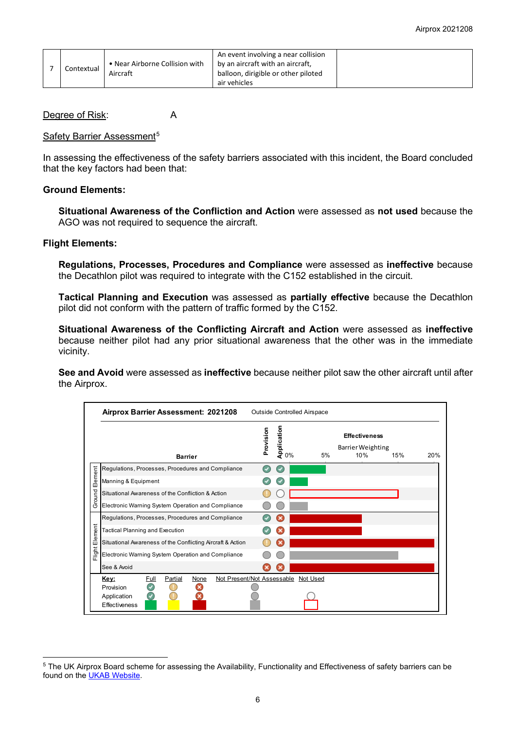| | | | | |
|---|---|---|---|---|
| 7 | Contextual | • Near Airborne Collision with Aircraft | An event involving a near collision by an aircraft with an aircraft, balloon, dirigible or other piloted air vehicles | |

Degree of Risk: A

Safety Barrier Assessment[5]

In assessing the effectiveness of the safety barriers associated with this incident, the Board concluded that the key factors had been that:

**Ground Elements:**

**Situational Awareness of the Confliction and Action** were assessed as **not used** because the AGO was not required to sequence the aircraft.

**Flight Elements:**

**Regulations, Processes, Procedures and Compliance** were assessed as **ineffective** because the Decathlon pilot was required to integrate with the C152 established in the circuit.

**Tactical Planning and Execution** was assessed as **partially effective** because the Decathlon pilot did not conform with the pattern of traffic formed by the C152.

**Situational Awareness of the Conflicting Aircraft and Action** were assessed as **ineffective** because neither pilot had any prior situational awareness that the other was in the immediate vicinity.

**See and Avoid** were assessed as **ineffective** because neither pilot saw the other aircraft until after the Airprox.

Airprox Barrier Assessment: 2021208
Outside Controlled Airspace

Barrier
Provision
Application
Effectiveness
Barrier Weighting
0%
5%
10%
15%
20%

Ground Element
Regulations, Processes, Procedures and Compliance
Manning & Equipment
Situational Awareness of the Confliction & Action
Electronic Warning System Operation and Compliance

Flight Element
Regulations, Processes, Procedures and Compliance
Tactical Planning and Execution
Situational Awareness of the Conflicting Aircraft & Action
Electronic Warning System Operation and Compliance
See & Avoid

Key: Full Partial None Not Present/Not Assessable Not Used
Provision
Application
Effectiveness

[5] The UK Airprox Board scheme for assessing the Availability, Functionality and Effectiveness of safety barriers can be found on the UKAB Website.